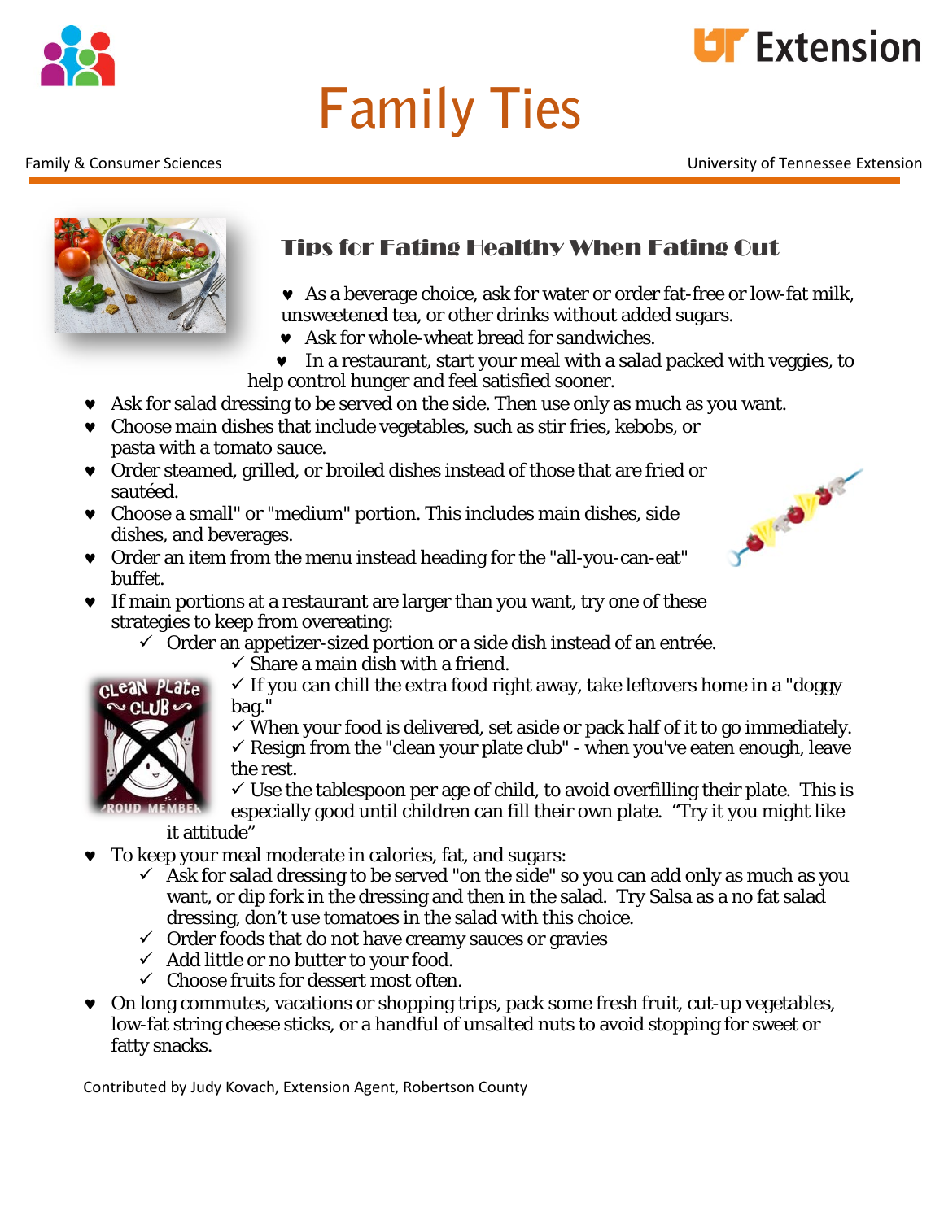# Family Ties

Family & Consumer Sciences

University of Tennessee Extension

## Tips for Eating Healthy When Eating Out

- As a beverage choice, ask for water or order fat-free or low-fat milk, unsweetened tea, or other drinks without added sugars.
- Ask for whole-wheat bread for sandwiches.
- In a restaurant, start your meal with a salad packed with veggies, to help control hunger and feel satisfied sooner.
- Ask for salad dressing to be served on the side. Then use only as much as you want.
- Choose main dishes that include vegetables, such as stir fries, kebobs, or pasta with a tomato sauce.
- Order steamed, grilled, or broiled dishes instead of those that are fried or sautéed.
- Choose a small" or "medium" portion. This includes main dishes, side dishes, and beverages.
- Order an item from the menu instead heading for the "all-you-can-eat" buffet.
- If main portions at a restaurant are larger than you want, try one of these strategies to keep from overeating:
  - ✓ Order an appetizer-sized portion or a side dish instead of an entrée.
  - ✓ Share a main dish with a friend.
  - ✓ If you can chill the extra food right away, take leftovers home in a "doggy bag."
  - ✓ When your food is delivered, set aside or pack half of it to go immediately.
  - ✓ Resign from the "clean your plate club" - when you've eaten enough, leave the rest.
  - ✓ Use the tablespoon per age of child, to avoid overfilling their plate. This is especially good until children can fill their own plate. "Try it you might like it attitude"
- To keep your meal moderate in calories, fat, and sugars:
  - ✓ Ask for salad dressing to be served "on the side" so you can add only as much as you want, or dip fork in the dressing and then in the salad. Try Salsa as a no fat salad dressing, don't use tomatoes in the salad with this choice.
  - ✓ Order foods that do not have creamy sauces or gravies
  - ✓ Add little or no butter to your food.
  - ✓ Choose fruits for dessert most often.
- On long commutes, vacations or shopping trips, pack some fresh fruit, cut-up vegetables, low-fat string cheese sticks, or a handful of unsalted nuts to avoid stopping for sweet or fatty snacks.

Contributed by Judy Kovach, Extension Agent, Robertson County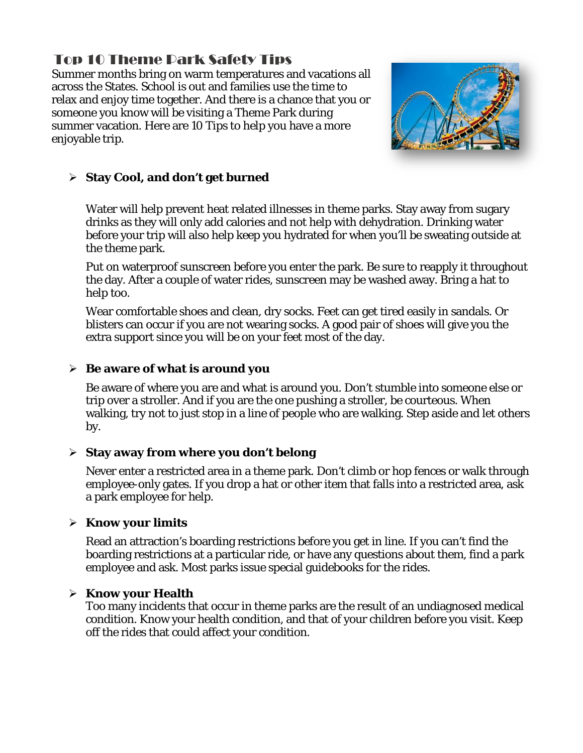# Top 10 Theme Park Safety Tips

Summer months bring on warm temperatures and vacations all across the States. School is out and families use the time to relax and enjoy time together. And there is a chance that you or someone you know will be visiting a Theme Park during summer vacation. Here are 10 Tips to help you have a more enjoyable trip.

- **Stay Cool, and don't get burned**

  Water will help prevent heat related illnesses in theme parks. Stay away from sugary drinks as they will only add calories and not help with dehydration. Drinking water before your trip will also help keep you hydrated for when you'll be sweating outside at the theme park.

  Put on waterproof sunscreen before you enter the park. Be sure to reapply it throughout the day. After a couple of water rides, sunscreen may be washed away. Bring a hat to help too.

  Wear comfortable shoes and clean, dry socks. Feet can get tired easily in sandals. Or blisters can occur if you are not wearing socks. A good pair of shoes will give you the extra support since you will be on your feet most of the day.

- **Be aware of what is around you**

  Be aware of where you are and what is around you. Don't stumble into someone else or trip over a stroller. And if you are the one pushing a stroller, be courteous. When walking, try not to just stop in a line of people who are walking. Step aside and let others by.

- **Stay away from where you don't belong**

  Never enter a restricted area in a theme park. Don't climb or hop fences or walk through employee-only gates. If you drop a hat or other item that falls into a restricted area, ask a park employee for help.

- **Know your limits**

  Read an attraction's boarding restrictions before you get in line. If you can't find the boarding restrictions at a particular ride, or have any questions about them, find a park employee and ask. Most parks issue special guidebooks for the rides.

- **Know your Health**

  Too many incidents that occur in theme parks are the result of an undiagnosed medical condition. Know your health condition, and that of your children before you visit. Keep off the rides that could affect your condition.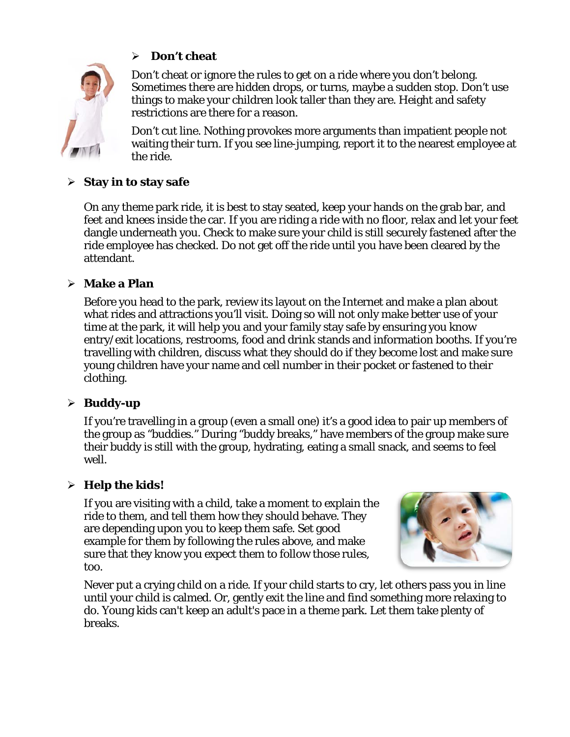- **Don't cheat**

Don't cheat or ignore the rules to get on a ride where you don't belong. Sometimes there are hidden drops, or turns, maybe a sudden stop. Don't use things to make your children look taller than they are. Height and safety restrictions are there for a reason.

Don't cut line. Nothing provokes more arguments than impatient people not waiting their turn. If you see line-jumping, report it to the nearest employee at the ride.

- **Stay in to stay safe**

On any theme park ride, it is best to stay seated, keep your hands on the grab bar, and feet and knees inside the car. If you are riding a ride with no floor, relax and let your feet dangle underneath you. Check to make sure your child is still securely fastened after the ride employee has checked. Do not get off the ride until you have been cleared by the attendant.

- **Make a Plan**

Before you head to the park, review its layout on the Internet and make a plan about what rides and attractions you'll visit. Doing so will not only make better use of your time at the park, it will help you and your family stay safe by ensuring you know entry/exit locations, restrooms, food and drink stands and information booths. If you're travelling with children, discuss what they should do if they become lost and make sure young children have your name and cell number in their pocket or fastened to their clothing.

- **Buddy-up**

If you're travelling in a group (even a small one) it's a good idea to pair up members of the group as "buddies." During "buddy breaks," have members of the group make sure their buddy is still with the group, hydrating, eating a small snack, and seems to feel well.

- **Help the kids!**

If you are visiting with a child, take a moment to explain the ride to them, and tell them how they should behave. They are depending upon you to keep them safe. Set good example for them by following the rules above, and make sure that they know you expect them to follow those rules, too.

Never put a crying child on a ride. If your child starts to cry, let others pass you in line until your child is calmed. Or, gently exit the line and find something more relaxing to do. Young kids can't keep an adult's pace in a theme park. Let them take plenty of breaks.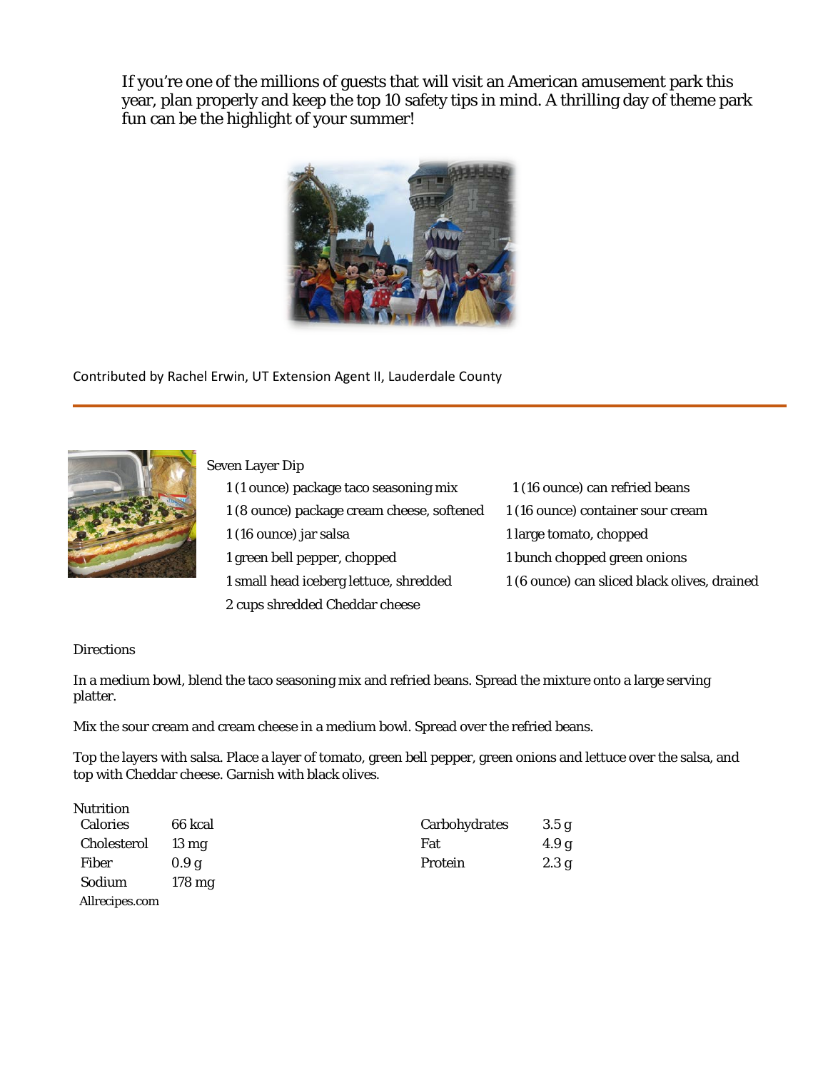If you're one of the millions of guests that will visit an American amusement park this year, plan properly and keep the top 10 safety tips in mind. A thrilling day of theme park fun can be the highlight of your summer!

Contributed by Rachel Erwin, UT Extension Agent II, Lauderdale County

---

Seven Layer Dip

- 1 (1 ounce) package taco seasoning mix
- 1 (8 ounce) package cream cheese, softened
- 1 (16 ounce) jar salsa
- 1 green bell pepper, chopped
- 1 small head iceberg lettuce, shredded
- 2 cups shredded Cheddar cheese
- 1 (16 ounce) can refried beans
- 1 (16 ounce) container sour cream
- 1 large tomato, chopped
- 1 bunch chopped green onions
- 1 (6 ounce) can sliced black olives, drained

Directions

In a medium bowl, blend the taco seasoning mix and refried beans. Spread the mixture onto a large serving platter.

Mix the sour cream and cream cheese in a medium bowl. Spread over the refried beans.

Top the layers with salsa. Place a layer of tomato, green bell pepper, green onions and lettuce over the salsa, and top with Cheddar cheese. Garnish with black olives.

Nutrition

| | | | |
|---|---|---|---|
| Calories | 66 kcal | Carbohydrates | 3.5 g |
| Cholesterol | 13 mg | Fat | 4.9 g |
| Fiber | 0.9 g | Protein | 2.3 g |
| Sodium | 178 mg | | |

Allrecipes.com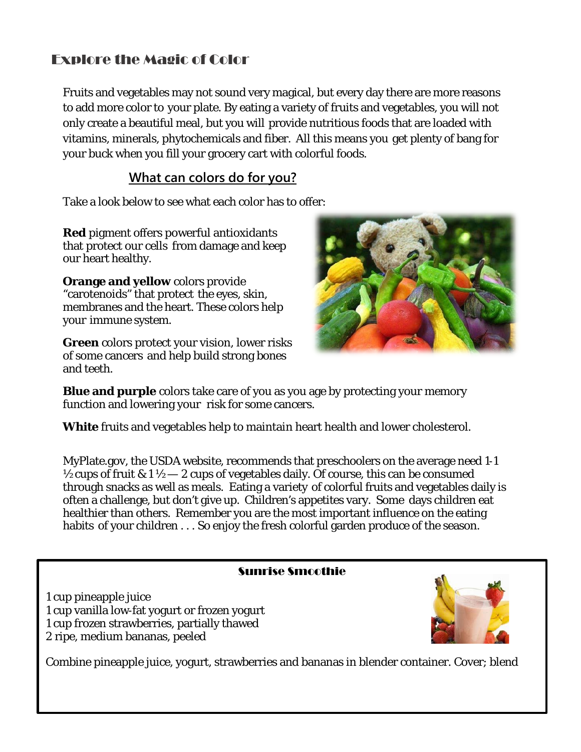# Explore the Magic of Color

Fruits and vegetables may not sound very magical, but every day there are more reasons to add more color to your plate. By eating a variety of fruits and vegetables, you will not only create a beautiful meal, but you will provide nutritious foods that are loaded with vitamins, minerals, phytochemicals and fiber. All this means you get plenty of bang for your buck when you fill your grocery cart with colorful foods.

## What can colors do for you?

Take a look below to see what each color has to offer:

**Red** pigment offers powerful antioxidants that protect our cells from damage and keep our heart healthy.

**Orange and yellow** colors provide "carotenoids" that protect the eyes, skin, membranes and the heart. These colors help your immune system.

**Green** colors protect your vision, lower risks of some cancers and help build strong bones and teeth.

**Blue and purple** colors take care of you as you age by protecting your memory function and lowering your risk for some cancers.

**White** fruits and vegetables help to maintain heart health and lower cholesterol.

MyPlate.gov, the USDA website, recommends that preschoolers on the average need 1-1 ½ cups of fruit & 1 ½ — 2 cups of vegetables daily. Of course, this can be consumed through snacks as well as meals. Eating a variety of colorful fruits and vegetables daily is often a challenge, but don't give up. Children's appetites vary. Some days children eat healthier than others. Remember you are the most important influence on the eating habits of your children . . . So enjoy the fresh colorful garden produce of the season.

### Sunrise Smoothie

1 cup pineapple juice
1 cup vanilla low-fat yogurt or frozen yogurt
1 cup frozen strawberries, partially thawed
2 ripe, medium bananas, peeled

Combine pineapple juice, yogurt, strawberries and bananas in blender container. Cover; blend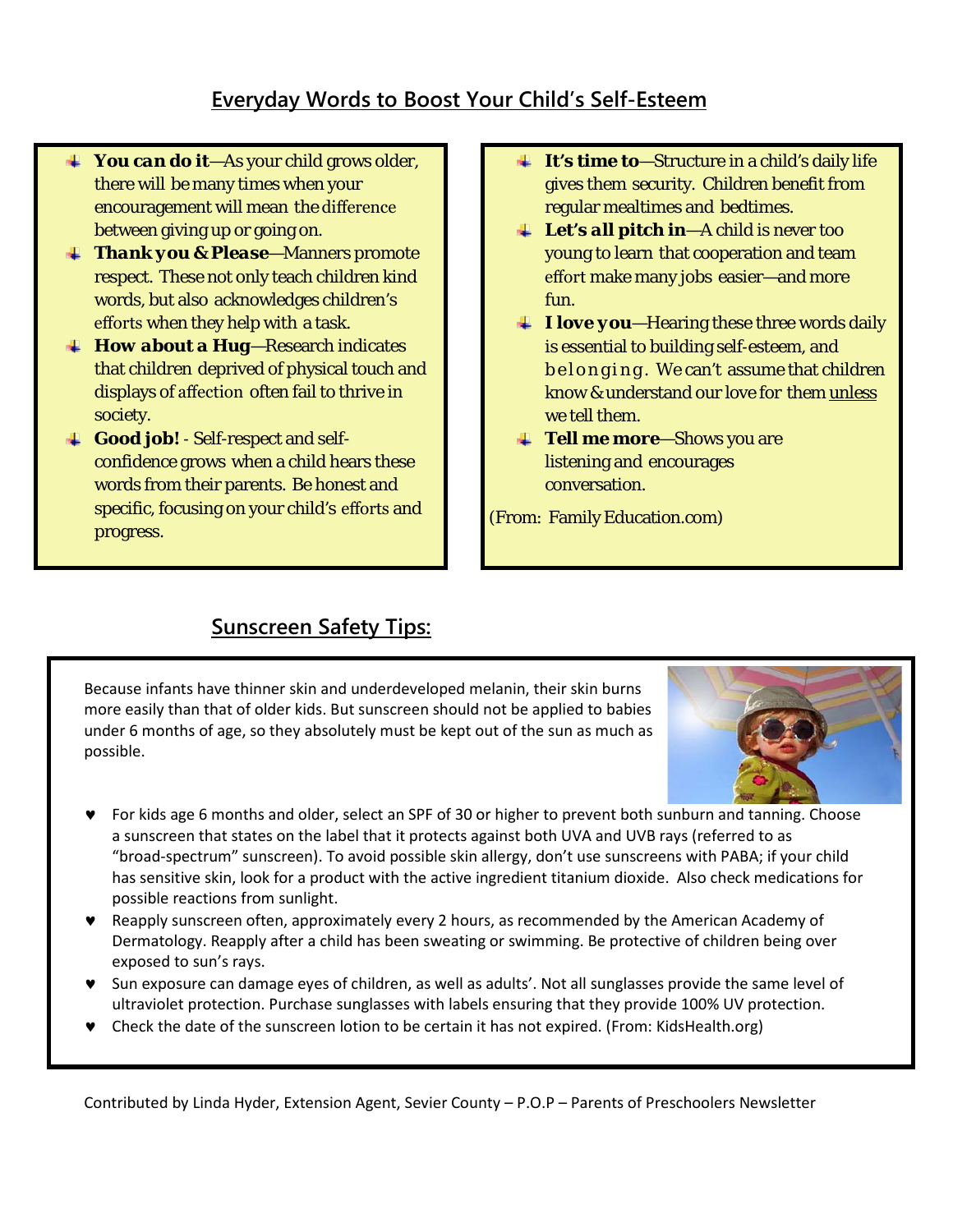## Everyday Words to Boost Your Child's Self-Esteem

- ***You can do it***—As your child grows older, there will be many times when your encouragement will mean the difference between giving up or going on.
- ***Thank you & Please***—Manners promote respect. These not only teach children kind words, but also acknowledges children's efforts when they help with a task.
- ***How about a Hug***—Research indicates that children deprived of physical touch and displays of affection often fail to thrive in society.
- **Good job!** - Self-respect and self-confidence grows when a child hears these words from their parents. Be honest and specific, focusing on your child's efforts and progress.
- **It's time to**—Structure in a child's daily life gives them security. Children benefit from regular mealtimes and bedtimes.
- **Let's all pitch in**—A child is never too young to learn that cooperation and team effort make many jobs easier—and more fun.
- **I love you**—Hearing these three words daily is essential to building self-esteem, and belonging. We can't assume that children know & understand our love for them unless we tell them.
- **Tell me more**—Shows you are listening and encourages conversation.

(From: Family Education.com)

## Sunscreen Safety Tips:

Because infants have thinner skin and underdeveloped melanin, their skin burns more easily than that of older kids. But sunscreen should not be applied to babies under 6 months of age, so they absolutely must be kept out of the sun as much as possible.

- For kids age 6 months and older, select an SPF of 30 or higher to prevent both sunburn and tanning. Choose a sunscreen that states on the label that it protects against both UVA and UVB rays (referred to as "broad-spectrum" sunscreen). To avoid possible skin allergy, don't use sunscreens with PABA; if your child has sensitive skin, look for a product with the active ingredient titanium dioxide. Also check medications for possible reactions from sunlight.
- Reapply sunscreen often, approximately every 2 hours, as recommended by the American Academy of Dermatology. Reapply after a child has been sweating or swimming. Be protective of children being over exposed to sun's rays.
- Sun exposure can damage eyes of children, as well as adults'. Not all sunglasses provide the same level of ultraviolet protection. Purchase sunglasses with labels ensuring that they provide 100% UV protection.
- Check the date of the sunscreen lotion to be certain it has not expired. (From: KidsHealth.org)

Contributed by Linda Hyder, Extension Agent, Sevier County – P.O.P – Parents of Preschoolers Newsletter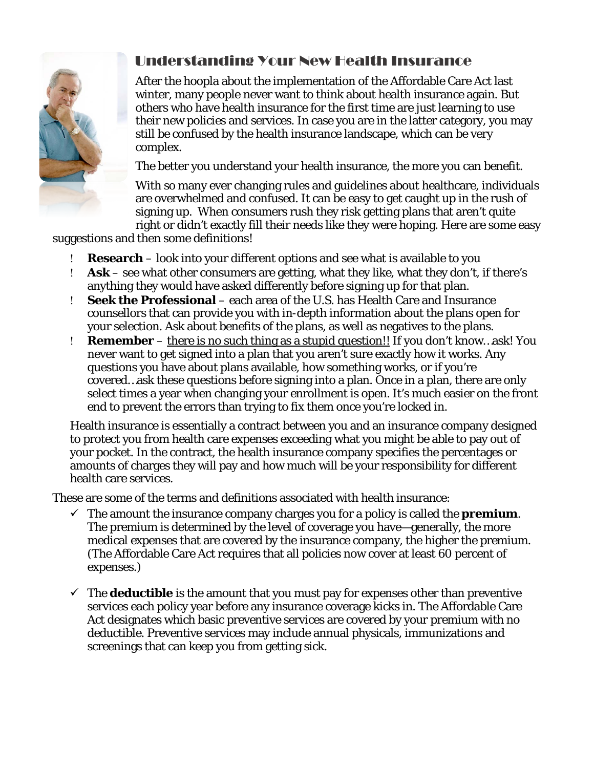## Understanding Your New Health Insurance

After the hoopla about the implementation of the Affordable Care Act last winter, many people never want to think about health insurance again. But others who have health insurance for the first time are just learning to use their new policies and services. In case you are in the latter category, you may still be confused by the health insurance landscape, which can be very complex.

The better you understand your health insurance, the more you can benefit.

With so many ever changing rules and guidelines about healthcare, individuals are overwhelmed and confused. It can be easy to get caught up in the rush of signing up. When consumers rush they risk getting plans that aren't quite right or didn't exactly fill their needs like they were hoping. Here are some easy suggestions and then some definitions!

- **Research** – look into your different options and see what is available to you
- **Ask** – see what other consumers are getting, what they like, what they don't, if there's anything they would have asked differently before signing up for that plan.
- **Seek the Professional** – each area of the U.S. has Health Care and Insurance counsellors that can provide you with in-depth information about the plans open for your selection. Ask about benefits of the plans, as well as negatives to the plans.
- **Remember** – <u>there is no such thing as a stupid question!!</u> If you don't know…ask! You never want to get signed into a plan that you aren't sure exactly how it works. Any questions you have about plans available, how something works, or if you're covered…ask these questions before signing into a plan. Once in a plan, there are only select times a year when changing your enrollment is open. It's much easier on the front end to prevent the errors than trying to fix them once you're locked in.

Health insurance is essentially a contract between you and an insurance company designed to protect you from health care expenses exceeding what you might be able to pay out of your pocket. In the contract, the health insurance company specifies the percentages or amounts of charges they will pay and how much will be your responsibility for different health care services.

These are some of the terms and definitions associated with health insurance:

- ✓ The amount the insurance company charges you for a policy is called the **premium**. The premium is determined by the level of coverage you have—generally, the more medical expenses that are covered by the insurance company, the higher the premium. (The Affordable Care Act requires that all policies now cover at least 60 percent of expenses.)

- ✓ The **deductible** is the amount that you must pay for expenses other than preventive services each policy year before any insurance coverage kicks in. The Affordable Care Act designates which basic preventive services are covered by your premium with no deductible. Preventive services may include annual physicals, immunizations and screenings that can keep you from getting sick.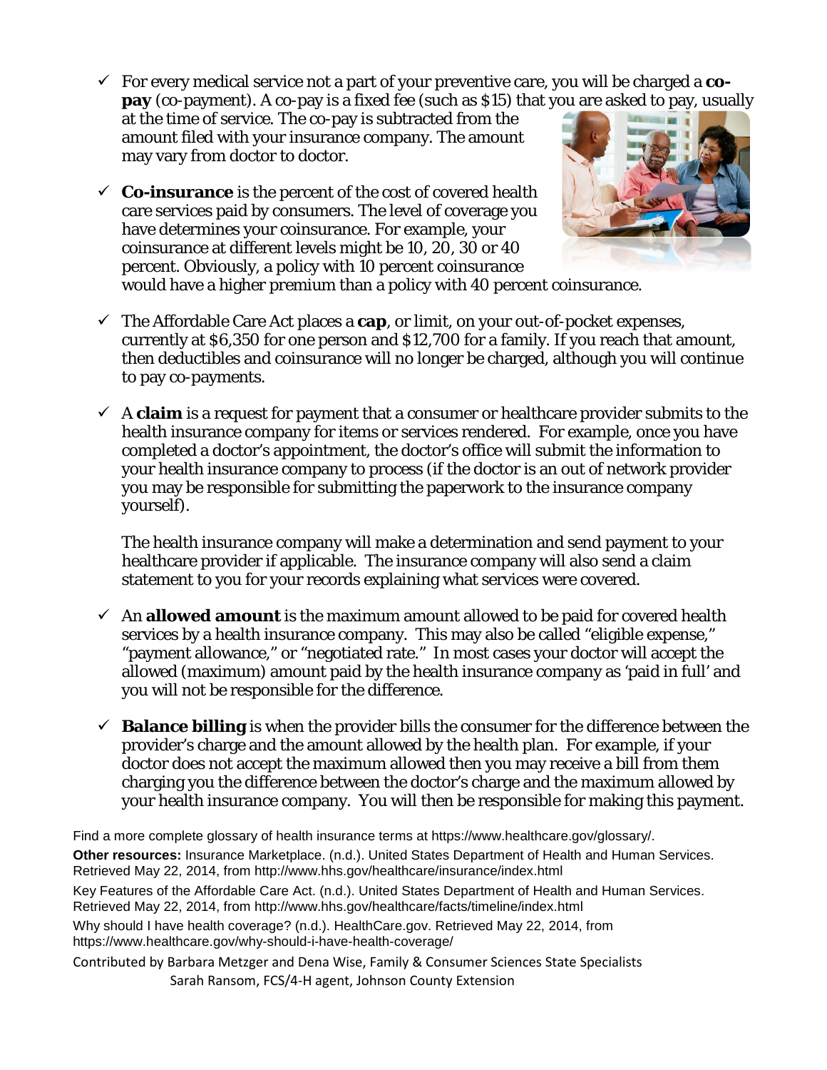- For every medical service not a part of your preventive care, you will be charged a **co-pay** (co-payment). A co-pay is a fixed fee (such as $15) that you are asked to pay, usually at the time of service. The co-pay is subtracted from the amount filed with your insurance company. The amount may vary from doctor to doctor.

- **Co-insurance** is the percent of the cost of covered health care services paid by consumers. The level of coverage you have determines your coinsurance. For example, your coinsurance at different levels might be 10, 20, 30 or 40 percent. Obviously, a policy with 10 percent coinsurance would have a higher premium than a policy with 40 percent coinsurance.

- The Affordable Care Act places a **cap**, or limit, on your out-of-pocket expenses, currently at $6,350 for one person and $12,700 for a family. If you reach that amount, then deductibles and coinsurance will no longer be charged, although you will continue to pay co-payments.

- A **claim** is a request for payment that a consumer or healthcare provider submits to the health insurance company for items or services rendered. For example, once you have completed a doctor's appointment, the doctor's office will submit the information to your health insurance company to process (if the doctor is an out of network provider you may be responsible for submitting the paperwork to the insurance company yourself).

  The health insurance company will make a determination and send payment to your healthcare provider if applicable. The insurance company will also send a claim statement to you for your records explaining what services were covered.

- An **allowed amount** is the maximum amount allowed to be paid for covered health services by a health insurance company. This may also be called "eligible expense," "payment allowance," or "negotiated rate." In most cases your doctor will accept the allowed (maximum) amount paid by the health insurance company as 'paid in full' and you will not be responsible for the difference.

- **Balance billing** is when the provider bills the consumer for the difference between the provider's charge and the amount allowed by the health plan. For example, if your doctor does not accept the maximum allowed then you may receive a bill from them charging you the difference between the doctor's charge and the maximum allowed by your health insurance company. You will then be responsible for making this payment.

Find a more complete glossary of health insurance terms at https://www.healthcare.gov/glossary/.

**Other resources:** Insurance Marketplace. (n.d.). United States Department of Health and Human Services. Retrieved May 22, 2014, from http://www.hhs.gov/healthcare/insurance/index.html

Key Features of the Affordable Care Act. (n.d.). United States Department of Health and Human Services. Retrieved May 22, 2014, from http://www.hhs.gov/healthcare/facts/timeline/index.html

Why should I have health coverage? (n.d.). HealthCare.gov. Retrieved May 22, 2014, from https://www.healthcare.gov/why-should-i-have-health-coverage/

Contributed by Barbara Metzger and Dena Wise, Family & Consumer Sciences State Specialists
Sarah Ransom, FCS/4-H agent, Johnson County Extension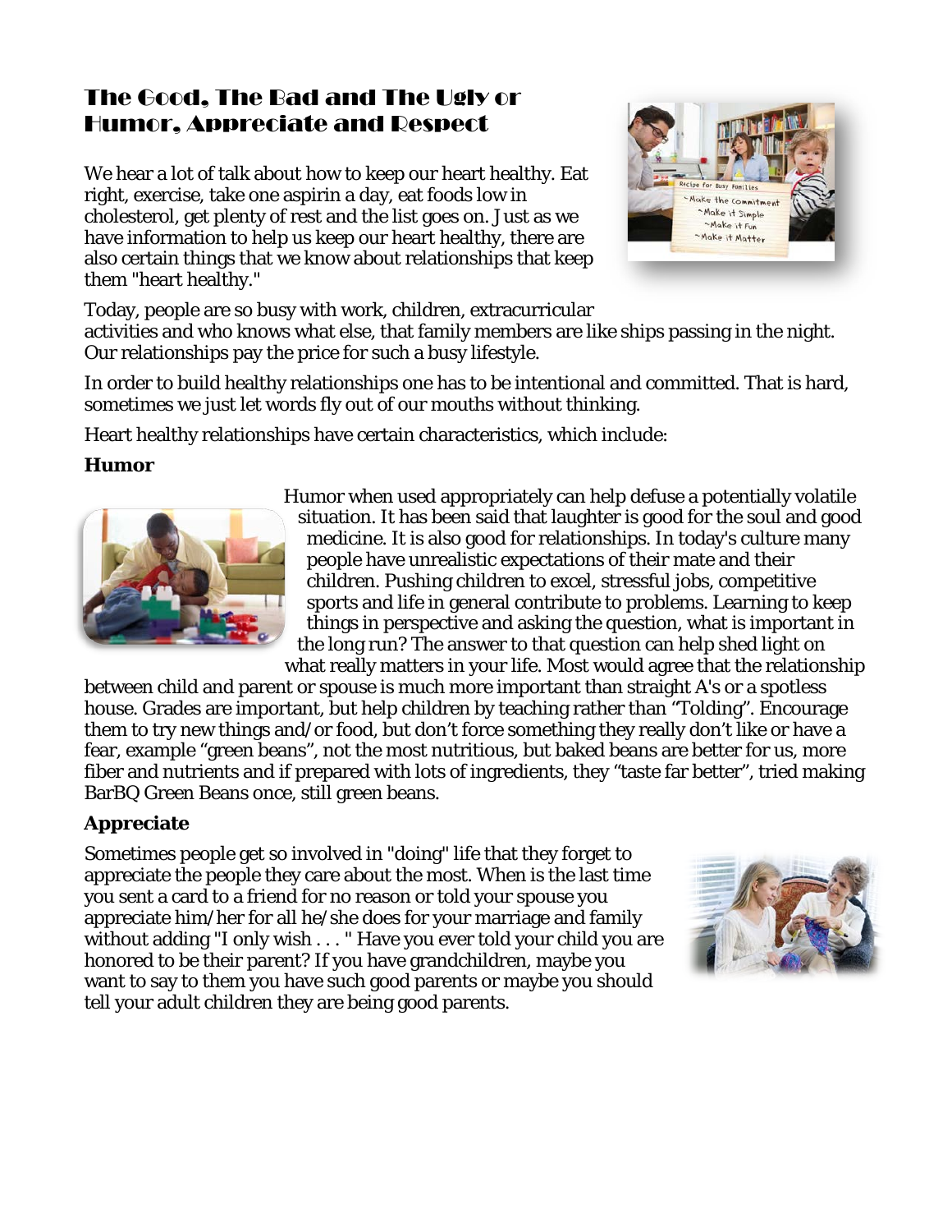# The Good, The Bad and The Ugly or Humor, Appreciate and Respect

We hear a lot of talk about how to keep our heart healthy. Eat right, exercise, take one aspirin a day, eat foods low in cholesterol, get plenty of rest and the list goes on. Just as we have information to help us keep our heart healthy, there are also certain things that we know about relationships that keep them "heart healthy."

Today, people are so busy with work, children, extracurricular activities and who knows what else, that family members are like ships passing in the night. Our relationships pay the price for such a busy lifestyle.

In order to build healthy relationships one has to be intentional and committed. That is hard, sometimes we just let words fly out of our mouths without thinking.

Heart healthy relationships have certain characteristics, which include:

**Humor**

Humor when used appropriately can help defuse a potentially volatile situation. It has been said that laughter is good for the soul and good medicine. It is also good for relationships. In today's culture many people have unrealistic expectations of their mate and their children. Pushing children to excel, stressful jobs, competitive sports and life in general contribute to problems. Learning to keep things in perspective and asking the question, what is important in the long run? The answer to that question can help shed light on what really matters in your life. Most would agree that the relationship between child and parent or spouse is much more important than straight A's or a spotless house. Grades are important, but help children by teaching rather than "Tolding". Encourage them to try new things and/or food, but don't force something they really don't like or have a fear, example "green beans", not the most nutritious, but baked beans are better for us, more fiber and nutrients and if prepared with lots of ingredients, they "taste far better", tried making BarBQ Green Beans once, still green beans.

**Appreciate**

Sometimes people get so involved in "doing" life that they forget to appreciate the people they care about the most. When is the last time you sent a card to a friend for no reason or told your spouse you appreciate him/her for all he/she does for your marriage and family without adding "I only wish . . . " Have you ever told your child you are honored to be their parent? If you have grandchildren, maybe you want to say to them you have such good parents or maybe you should tell your adult children they are being good parents.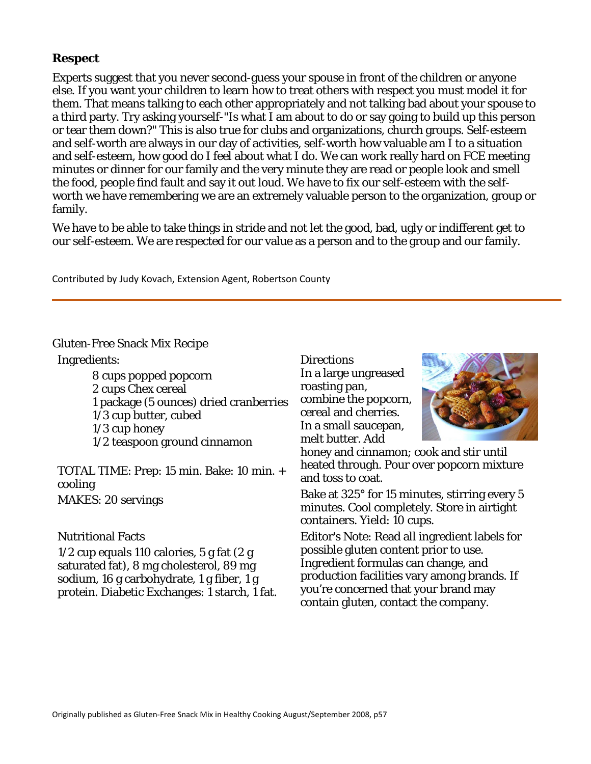## Respect

Experts suggest that you never second-guess your spouse in front of the children or anyone else. If you want your children to learn how to treat others with respect you must model it for them. That means talking to each other appropriately and not talking bad about your spouse to a third party. Try asking yourself-"Is what I am about to do or say going to build up this person or tear them down?" This is also true for clubs and organizations, church groups. Self-esteem and self-worth are always in our day of activities, self-worth how valuable am I to a situation and self-esteem, how good do I feel about what I do. We can work really hard on FCE meeting minutes or dinner for our family and the very minute they are read or people look and smell the food, people find fault and say it out loud. We have to fix our self-esteem with the self-worth we have remembering we are an extremely valuable person to the organization, group or family.

We have to be able to take things in stride and not let the good, bad, ugly or indifferent get to our self-esteem. We are respected for our value as a person and to the group and our family.

Contributed by Judy Kovach, Extension Agent, Robertson County

---

Gluten-Free Snack Mix Recipe

Ingredients:

- 8 cups popped popcorn
- 2 cups Chex cereal
- 1 package (5 ounces) dried cranberries
- 1/3 cup butter, cubed
- 1/3 cup honey
- 1/2 teaspoon ground cinnamon

TOTAL TIME: Prep: 15 min. Bake: 10 min. + cooling
MAKES: 20 servings

Nutritional Facts

1/2 cup equals 110 calories, 5 g fat (2 g saturated fat), 8 mg cholesterol, 89 mg sodium, 16 g carbohydrate, 1 g fiber, 1 g protein. Diabetic Exchanges: 1 starch, 1 fat.

Directions

In a large ungreased roasting pan, combine the popcorn, cereal and cherries. In a small saucepan, melt butter. Add honey and cinnamon; cook and stir until heated through. Pour over popcorn mixture and toss to coat.

Bake at 325° for 15 minutes, stirring every 5 minutes. Cool completely. Store in airtight containers. Yield: 10 cups.

Editor's Note: Read all ingredient labels for possible gluten content prior to use. Ingredient formulas can change, and production facilities vary among brands. If you're concerned that your brand may contain gluten, contact the company.

Originally published as Gluten-Free Snack Mix in Healthy Cooking August/September 2008, p57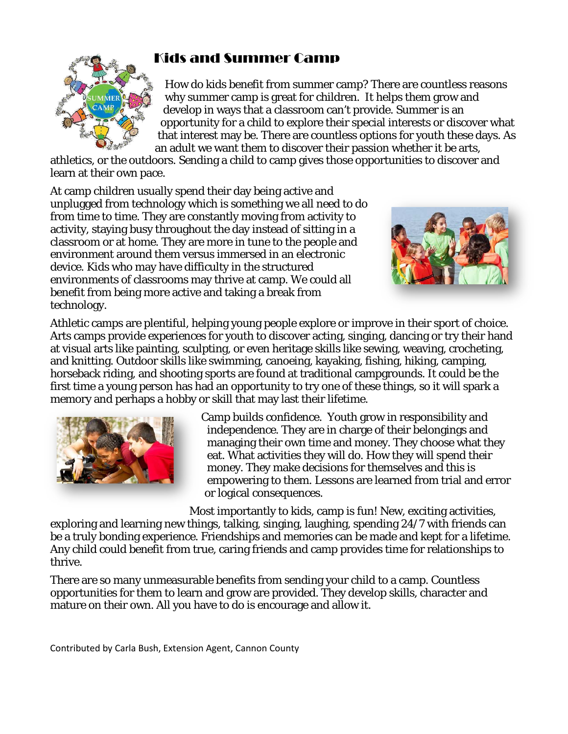# Kids and Summer Camp

How do kids benefit from summer camp? There are countless reasons why summer camp is great for children. It helps them grow and develop in ways that a classroom can't provide. Summer is an opportunity for a child to explore their special interests or discover what that interest may be. There are countless options for youth these days. As an adult we want them to discover their passion whether it be arts, athletics, or the outdoors. Sending a child to camp gives those opportunities to discover and learn at their own pace.

At camp children usually spend their day being active and unplugged from technology which is something we all need to do from time to time. They are constantly moving from activity to activity, staying busy throughout the day instead of sitting in a classroom or at home. They are more in tune to the people and environment around them versus immersed in an electronic device. Kids who may have difficulty in the structured environments of classrooms may thrive at camp. We could all benefit from being more active and taking a break from technology.

Athletic camps are plentiful, helping young people explore or improve in their sport of choice. Arts camps provide experiences for youth to discover acting, singing, dancing or try their hand at visual arts like painting, sculpting, or even heritage skills like sewing, weaving, crocheting, and knitting. Outdoor skills like swimming, canoeing, kayaking, fishing, hiking, camping, horseback riding, and shooting sports are found at traditional campgrounds. It could be the first time a young person has had an opportunity to try one of these things, so it will spark a memory and perhaps a hobby or skill that may last their lifetime.

Camp builds confidence. Youth grow in responsibility and independence. They are in charge of their belongings and managing their own time and money. They choose what they eat. What activities they will do. How they will spend their money. They make decisions for themselves and this is empowering to them. Lessons are learned from trial and error or logical consequences.

Most importantly to kids, camp is fun! New, exciting activities, exploring and learning new things, talking, singing, laughing, spending 24/7 with friends can be a truly bonding experience. Friendships and memories can be made and kept for a lifetime. Any child could benefit from true, caring friends and camp provides time for relationships to thrive.

There are so many unmeasurable benefits from sending your child to a camp. Countless opportunities for them to learn and grow are provided. They develop skills, character and mature on their own. All you have to do is encourage and allow it.

Contributed by Carla Bush, Extension Agent, Cannon County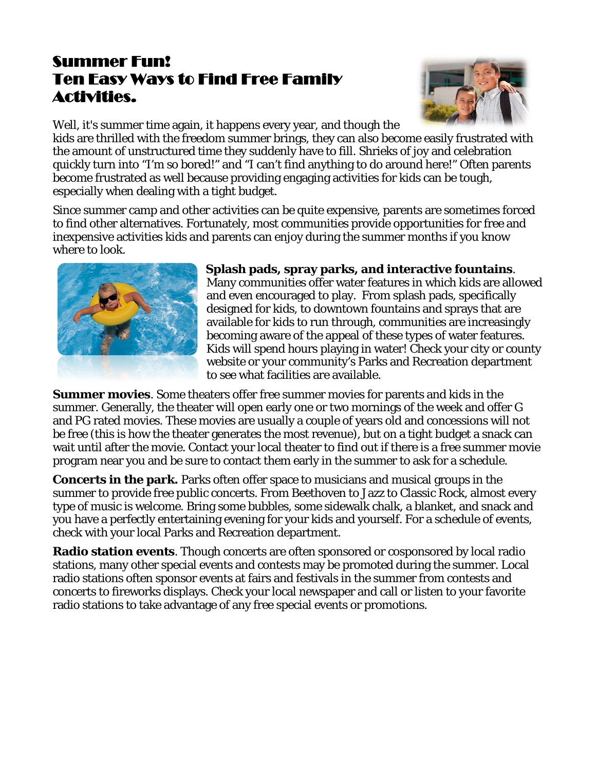# Summer Fun! Ten Easy Ways to Find Free Family Activities.

Well, it's summer time again, it happens every year, and though the kids are thrilled with the freedom summer brings, they can also become easily frustrated with the amount of unstructured time they suddenly have to fill. Shrieks of joy and celebration quickly turn into "I'm so bored!" and "I can't find anything to do around here!" Often parents become frustrated as well because providing engaging activities for kids can be tough, especially when dealing with a tight budget.

Since summer camp and other activities can be quite expensive, parents are sometimes forced to find other alternatives. Fortunately, most communities provide opportunities for free and inexpensive activities kids and parents can enjoy during the summer months if you know where to look.

**Splash pads, spray parks, and interactive fountains**. Many communities offer water features in which kids are allowed and even encouraged to play. From splash pads, specifically designed for kids, to downtown fountains and sprays that are available for kids to run through, communities are increasingly becoming aware of the appeal of these types of water features. Kids will spend hours playing in water! Check your city or county website or your community's Parks and Recreation department to see what facilities are available.

**Summer movies**. Some theaters offer free summer movies for parents and kids in the summer. Generally, the theater will open early one or two mornings of the week and offer G and PG rated movies. These movies are usually a couple of years old and concessions will not be free (this is how the theater generates the most revenue), but on a tight budget a snack can wait until after the movie. Contact your local theater to find out if there is a free summer movie program near you and be sure to contact them early in the summer to ask for a schedule.

**Concerts in the park.** Parks often offer space to musicians and musical groups in the summer to provide free public concerts. From Beethoven to Jazz to Classic Rock, almost every type of music is welcome. Bring some bubbles, some sidewalk chalk, a blanket, and snack and you have a perfectly entertaining evening for your kids and yourself. For a schedule of events, check with your local Parks and Recreation department.

**Radio station events**. Though concerts are often sponsored or cosponsored by local radio stations, many other special events and contests may be promoted during the summer. Local radio stations often sponsor events at fairs and festivals in the summer from contests and concerts to fireworks displays. Check your local newspaper and call or listen to your favorite radio stations to take advantage of any free special events or promotions.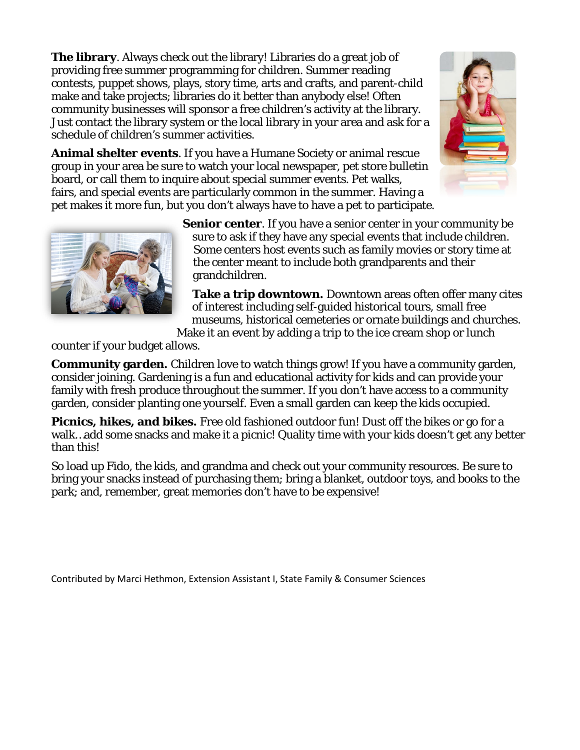**The library**. Always check out the library! Libraries do a great job of providing free summer programming for children. Summer reading contests, puppet shows, plays, story time, arts and crafts, and parent-child make and take projects; libraries do it better than anybody else! Often community businesses will sponsor a free children's activity at the library. Just contact the library system or the local library in your area and ask for a schedule of children's summer activities.

**Animal shelter events**. If you have a Humane Society or animal rescue group in your area be sure to watch your local newspaper, pet store bulletin board, or call them to inquire about special summer events. Pet walks, fairs, and special events are particularly common in the summer. Having a pet makes it more fun, but you don't always have to have a pet to participate.

**Senior center**. If you have a senior center in your community be sure to ask if they have any special events that include children. Some centers host events such as family movies or story time at the center meant to include both grandparents and their grandchildren.

**Take a trip downtown.** Downtown areas often offer many cites of interest including self-guided historical tours, small free museums, historical cemeteries or ornate buildings and churches. Make it an event by adding a trip to the ice cream shop or lunch counter if your budget allows.

**Community garden.** Children love to watch things grow! If you have a community garden, consider joining. Gardening is a fun and educational activity for kids and can provide your family with fresh produce throughout the summer. If you don't have access to a community garden, consider planting one yourself. Even a small garden can keep the kids occupied.

**Picnics, hikes, and bikes.** Free old fashioned outdoor fun! Dust off the bikes or go for a walk…add some snacks and make it a picnic! Quality time with your kids doesn't get any better than this!

So load up Fido, the kids, and grandma and check out your community resources. Be sure to bring your snacks instead of purchasing them; bring a blanket, outdoor toys, and books to the park; and, remember, great memories don't have to be expensive!

Contributed by Marci Hethmon, Extension Assistant I, State Family & Consumer Sciences